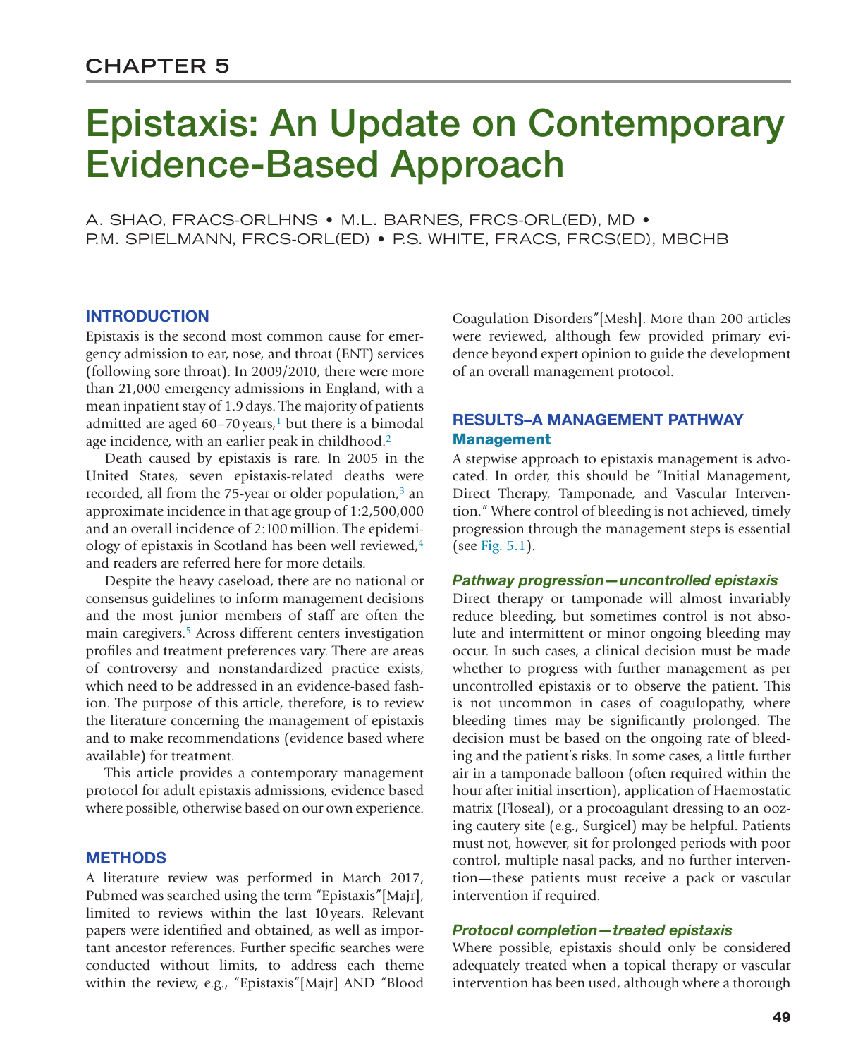## CHAPTER 5

# Epistaxis: An Update on Contemporary Evidence-Based Approach

A. SHAO, FRACS-ORLHNS • M.L. BARNES, FRCS-ORL(ED), MD • P.M. SPIELMANN, FRCS-ORL(ED) • P.S. WHITE, FRACS, FRCS(ED), MBCHB

## INTRODUCTION

Epistaxis is the second most common cause for emergency admission to ear, nose, and throat (ENT) services (following sore throat). In 2009/2010, there were more than 21,000 emergency admissions in England, with a mean inpatient stay of 1.9 days. The majority of patients admitted are aged 60–70 years,[1] but there is a bimodal age incidence, with an earlier peak in childhood.[2]

Death caused by epistaxis is rare. In 2005 in the United States, seven epistaxis-related deaths were recorded, all from the 75-year or older population,[3] an approximate incidence in that age group of 1:2,500,000 and an overall incidence of 2:100 million. The epidemiology of epistaxis in Scotland has been well reviewed,[4] and readers are referred here for more details.

Despite the heavy caseload, there are no national or consensus guidelines to inform management decisions and the most junior members of staff are often the main caregivers.[5] Across different centers investigation profiles and treatment preferences vary. There are areas of controversy and nonstandardized practice exists, which need to be addressed in an evidence-based fashion. The purpose of this article, therefore, is to review the literature concerning the management of epistaxis and to make recommendations (evidence based where available) for treatment.

This article provides a contemporary management protocol for adult epistaxis admissions, evidence based where possible, otherwise based on our own experience.

## METHODS

A literature review was performed in March 2017, Pubmed was searched using the term "Epistaxis"[Majr], limited to reviews within the last 10 years. Relevant papers were identified and obtained, as well as important ancestor references. Further specific searches were conducted without limits, to address each theme within the review, e.g., "Epistaxis"[Majr] AND "Blood Coagulation Disorders"[Mesh]. More than 200 articles were reviewed, although few provided primary evidence beyond expert opinion to guide the development of an overall management protocol.

## RESULTS–A MANAGEMENT PATHWAY

### Management

A stepwise approach to epistaxis management is advocated. In order, this should be "Initial Management, Direct Therapy, Tamponade, and Vascular Intervention." Where control of bleeding is not achieved, timely progression through the management steps is essential (see Fig. 5.1).

#### *Pathway progression—uncontrolled epistaxis*

Direct therapy or tamponade will almost invariably reduce bleeding, but sometimes control is not absolute and intermittent or minor ongoing bleeding may occur. In such cases, a clinical decision must be made whether to progress with further management as per uncontrolled epistaxis or to observe the patient. This is not uncommon in cases of coagulopathy, where bleeding times may be significantly prolonged. The decision must be based on the ongoing rate of bleeding and the patient's risks. In some cases, a little further air in a tamponade balloon (often required within the hour after initial insertion), application of Haemostatic matrix (Floseal), or a procoagulant dressing to an oozing cautery site (e.g., Surgicel) may be helpful. Patients must not, however, sit for prolonged periods with poor control, multiple nasal packs, and no further intervention—these patients must receive a pack or vascular intervention if required.

#### *Protocol completion—treated epistaxis*

Where possible, epistaxis should only be considered adequately treated when a topical therapy or vascular intervention has been used, although where a thorough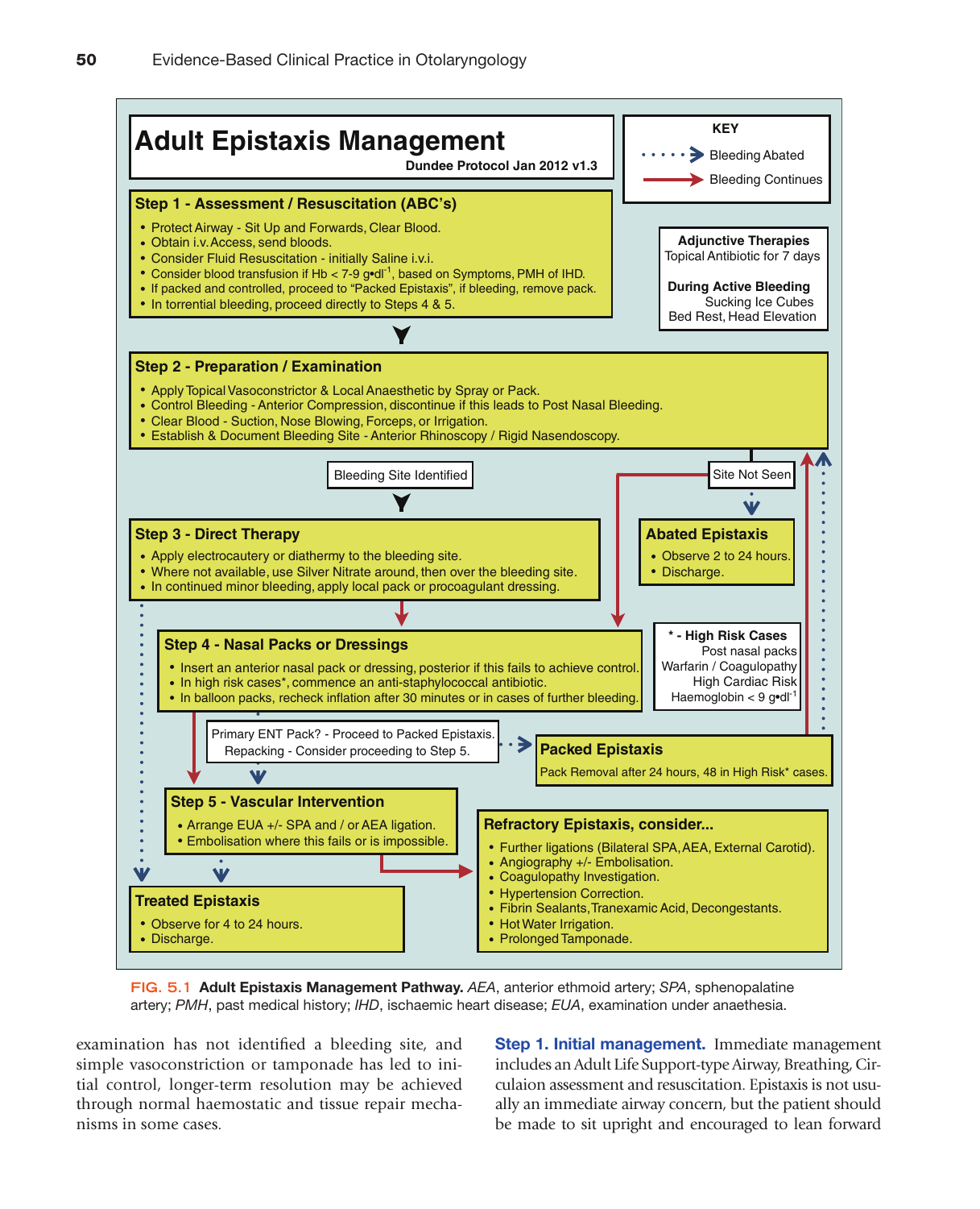# Adult Epistaxis Management

**Dundee Protocol Jan 2012 v1.3**

**KEY**

- ·····➔ Bleeding Abated
- ——➔ Bleeding Continues

**Adjunctive Therapies**
Topical Antibiotic for 7 days

**During Active Bleeding**
Sucking Ice Cubes
Bed Rest, Head Elevation

## Step 1 - Assessment / Resuscitation (ABC's)

- Protect Airway - Sit Up and Forwards, Clear Blood.
- Obtain i.v. Access, send bloods.
- Consider Fluid Resuscitation - initially Saline i.v.i.
- Consider blood transfusion if Hb < 7-9 g•dl$^{-1}$, based on Symptoms, PMH of IHD.
- If packed and controlled, proceed to "Packed Epistaxis", if bleeding, remove pack.
- In torrential bleeding, proceed directly to Steps 4 & 5.

## Step 2 - Preparation / Examination

- Apply Topical Vasoconstrictor & Local Anaesthetic by Spray or Pack.
- Control Bleeding - Anterior Compression, discontinue if this leads to Post Nasal Bleeding.
- Clear Blood - Suction, Nose Blowing, Forceps, or Irrigation.
- Establish & Document Bleeding Site - Anterior Rhinoscopy / Rigid Nasendoscopy.

Bleeding Site Identified

Site Not Seen

## Step 3 - Direct Therapy

- Apply electrocautery or diathermy to the bleeding site.
- Where not available, use Silver Nitrate around, then over the bleeding site.
- In continued minor bleeding, apply local pack or procoagulant dressing.

## Abated Epistaxis

- Observe 2 to 24 hours.
- Discharge.

## Step 4 - Nasal Packs or Dressings

- Insert an anterior nasal pack or dressing, posterior if this fails to achieve control.
- In high risk cases*, commence an anti-staphylococcal antibiotic.
- In balloon packs, recheck inflation after 30 minutes or in cases of further bleeding.

**\* - High Risk Cases**
Post nasal packs
Warfarin / Coagulopathy
High Cardiac Risk
Haemoglobin < 9 g•dl$^{-1}$

Primary ENT Pack? - Proceed to Packed Epistaxis.
Repacking - Consider proceeding to Step 5.

## Packed Epistaxis

Pack Removal after 24 hours, 48 in High Risk* cases.

## Step 5 - Vascular Intervention

- Arrange EUA +/- SPA and / or AEA ligation.
- Embolisation where this fails or is impossible.

## Refractory Epistaxis, consider...

- Further ligations (Bilateral SPA, AEA, External Carotid).
- Angiography +/- Embolisation.
- Coagulopathy Investigation.
- Hypertension Correction.
- Fibrin Sealants, Tranexamic Acid, Decongestants.
- Hot Water Irrigation.
- Prolonged Tamponade.

## Treated Epistaxis

- Observe for 4 to 24 hours.
- Discharge.

**FIG. 5.1 Adult Epistaxis Management Pathway.** *AEA*, anterior ethmoid artery; *SPA*, sphenopalatine artery; *PMH*, past medical history; *IHD*, ischaemic heart disease; *EUA*, examination under anaethesia.

examination has not identified a bleeding site, and simple vasoconstriction or tamponade has led to initial control, longer-term resolution may be achieved through normal haemostatic and tissue repair mechanisms in some cases.

**Step 1. Initial management.** Immediate management includes an Adult Life Support-type Airway, Breathing, Circulaion assessment and resuscitation. Epistaxis is not usually an immediate airway concern, but the patient should be made to sit upright and encouraged to lean forward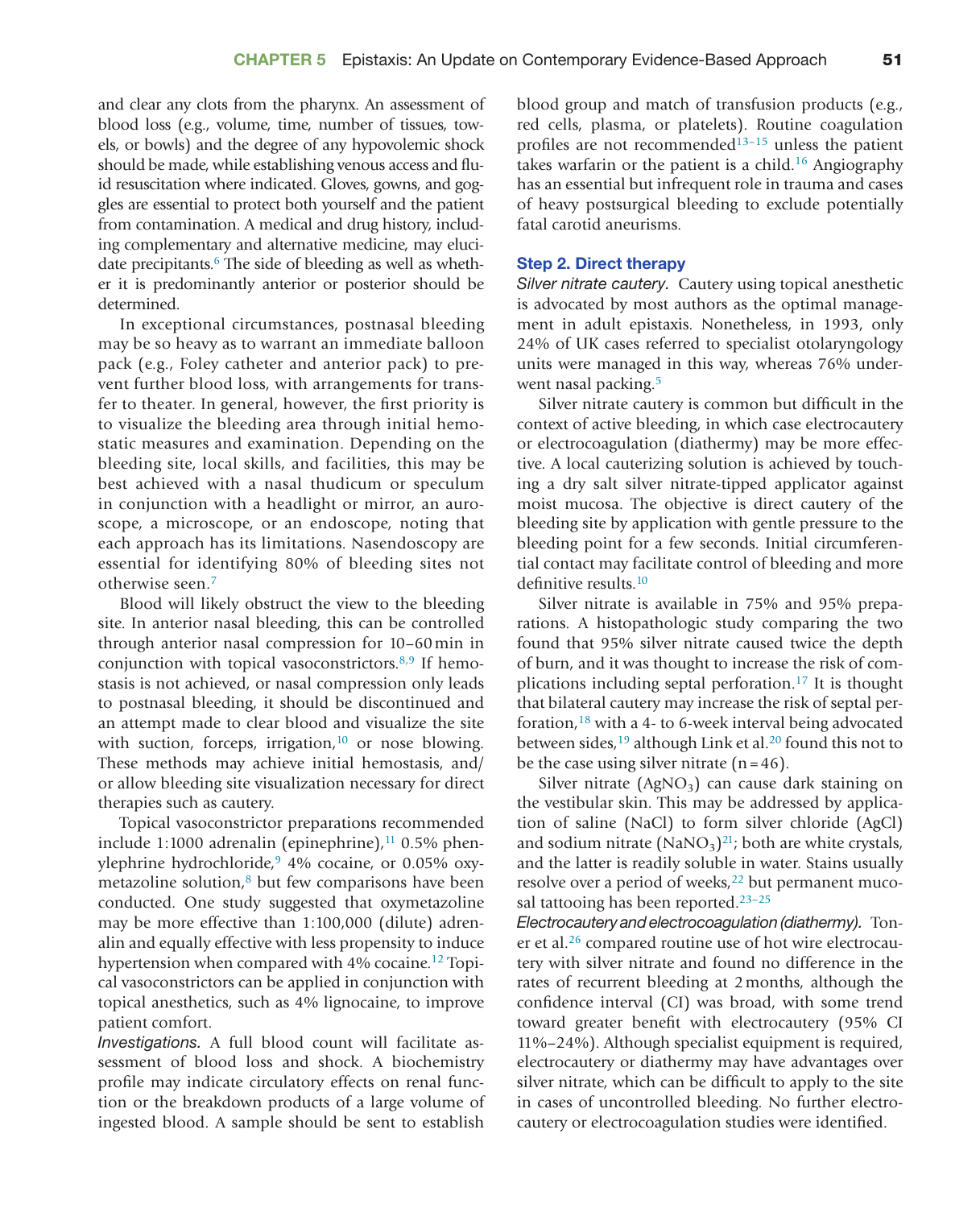and clear any clots from the pharynx. An assessment of blood loss (e.g., volume, time, number of tissues, towels, or bowls) and the degree of any hypovolemic shock should be made, while establishing venous access and fluid resuscitation where indicated. Gloves, gowns, and goggles are essential to protect both yourself and the patient from contamination. A medical and drug history, including complementary and alternative medicine, may elucidate precipitants.[6] The side of bleeding as well as whether it is predominantly anterior or posterior should be determined.

In exceptional circumstances, postnasal bleeding may be so heavy as to warrant an immediate balloon pack (e.g., Foley catheter and anterior pack) to prevent further blood loss, with arrangements for transfer to theater. In general, however, the first priority is to visualize the bleeding area through initial hemostatic measures and examination. Depending on the bleeding site, local skills, and facilities, this may be best achieved with a nasal thudicum or speculum in conjunction with a headlight or mirror, an auroscope, a microscope, or an endoscope, noting that each approach has its limitations. Nasendoscopy are essential for identifying 80% of bleeding sites not otherwise seen.[7]

Blood will likely obstruct the view to the bleeding site. In anterior nasal bleeding, this can be controlled through anterior nasal compression for 10–60 min in conjunction with topical vasoconstrictors.[8,9] If hemostasis is not achieved, or nasal compression only leads to postnasal bleeding, it should be discontinued and an attempt made to clear blood and visualize the site with suction, forceps, irrigation,[10] or nose blowing. These methods may achieve initial hemostasis, and/or allow bleeding site visualization necessary for direct therapies such as cautery.

Topical vasoconstrictor preparations recommended include 1:1000 adrenalin (epinephrine),[11] 0.5% phenylephrine hydrochloride,[9] 4% cocaine, or 0.05% oxymetazoline solution,[8] but few comparisons have been conducted. One study suggested that oxymetazoline may be more effective than 1:100,000 (dilute) adrenalin and equally effective with less propensity to induce hypertension when compared with 4% cocaine.[12] Topical vasoconstrictors can be applied in conjunction with topical anesthetics, such as 4% lignocaine, to improve patient comfort.

*Investigations.* A full blood count will facilitate assessment of blood loss and shock. A biochemistry profile may indicate circulatory effects on renal function or the breakdown products of a large volume of ingested blood. A sample should be sent to establish blood group and match of transfusion products (e.g., red cells, plasma, or platelets). Routine coagulation profiles are not recommended[13–15] unless the patient takes warfarin or the patient is a child.[16] Angiography has an essential but infrequent role in trauma and cases of heavy postsurgical bleeding to exclude potentially fatal carotid aneurisms.

### Step 2. Direct therapy

*Silver nitrate cautery.* Cautery using topical anesthetic is advocated by most authors as the optimal management in adult epistaxis. Nonetheless, in 1993, only 24% of UK cases referred to specialist otolaryngology units were managed in this way, whereas 76% underwent nasal packing.[5]

Silver nitrate cautery is common but difficult in the context of active bleeding, in which case electrocautery or electrocoagulation (diathermy) may be more effective. A local cauterizing solution is achieved by touching a dry salt silver nitrate-tipped applicator against moist mucosa. The objective is direct cautery of the bleeding site by application with gentle pressure to the bleeding point for a few seconds. Initial circumferential contact may facilitate control of bleeding and more definitive results.[10]

Silver nitrate is available in 75% and 95% preparations. A histopathologic study comparing the two found that 95% silver nitrate caused twice the depth of burn, and it was thought to increase the risk of complications including septal perforation.[17] It is thought that bilateral cautery may increase the risk of septal perforation,[18] with a 4- to 6-week interval being advocated between sides,[19] although Link et al.[20] found this not to be the case using silver nitrate (n = 46).

Silver nitrate ($AgNO_3$) can cause dark staining on the vestibular skin. This may be addressed by application of saline ($NaCl$) to form silver chloride ($AgCl$) and sodium nitrate ($NaNO_3$)[21]; both are white crystals, and the latter is readily soluble in water. Stains usually resolve over a period of weeks,[22] but permanent mucosal tattooing has been reported.[23–25]

*Electrocautery and electrocoagulation (diathermy).* Toner et al.[26] compared routine use of hot wire electrocautery with silver nitrate and found no difference in the rates of recurrent bleeding at 2 months, although the confidence interval (CI) was broad, with some trend toward greater benefit with electrocautery (95% CI 11%–24%). Although specialist equipment is required, electrocautery or diathermy may have advantages over silver nitrate, which can be difficult to apply to the site in cases of uncontrolled bleeding. No further electrocautery or electrocoagulation studies were identified.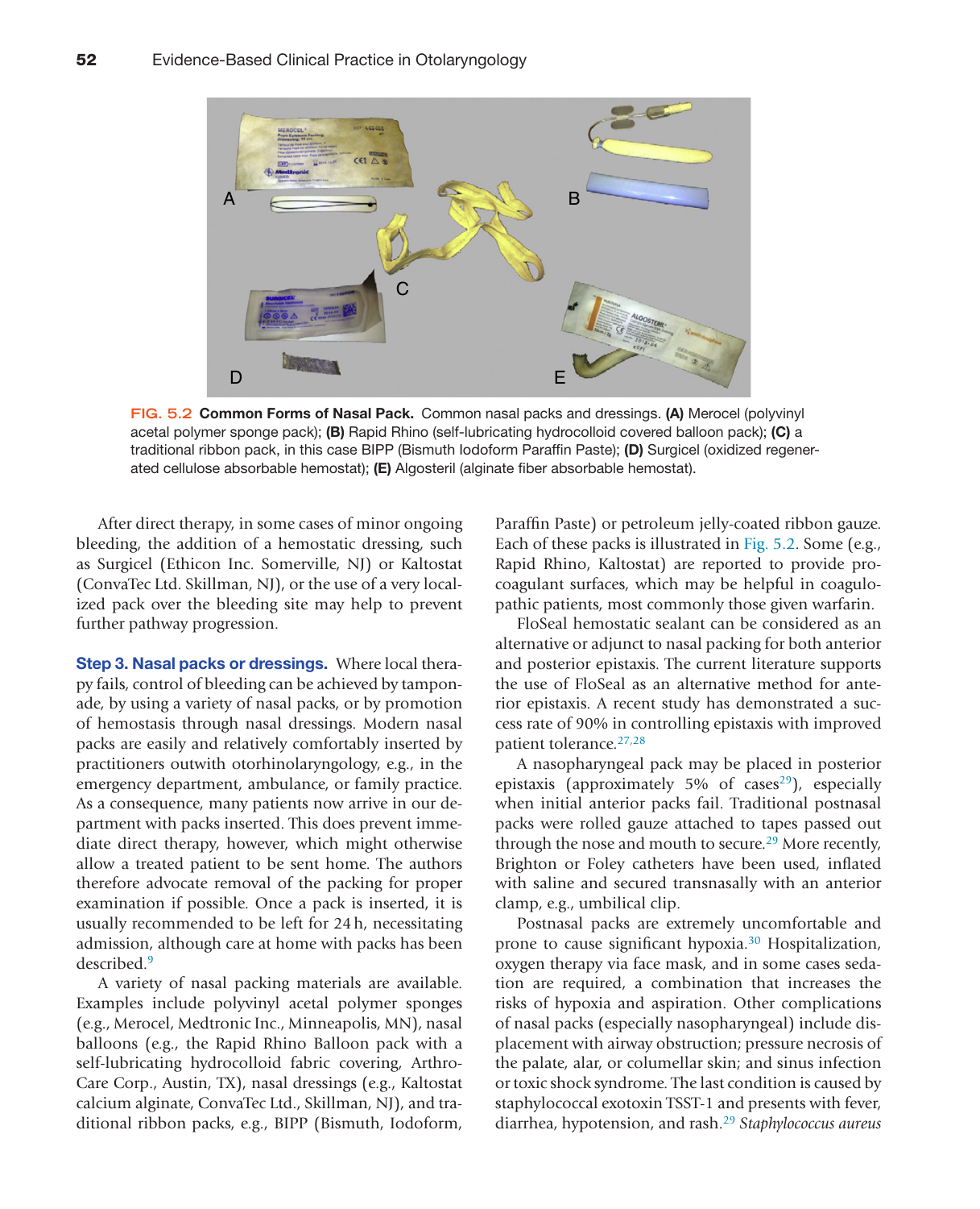**FIG. 5.2 Common Forms of Nasal Pack.** Common nasal packs and dressings. **(A)** Merocel (polyvinyl acetal polymer sponge pack); **(B)** Rapid Rhino (self-lubricating hydrocolloid covered balloon pack); **(C)** a traditional ribbon pack, in this case BIPP (Bismuth Iodoform Paraffin Paste); **(D)** Surgicel (oxidized regenerated cellulose absorbable hemostat); **(E)** Algosteril (alginate fiber absorbable hemostat).

After direct therapy, in some cases of minor ongoing bleeding, the addition of a hemostatic dressing, such as Surgicel (Ethicon Inc. Somerville, NJ) or Kaltostat (ConvaTec Ltd. Skillman, NJ), or the use of a very localized pack over the bleeding site may help to prevent further pathway progression.

**Step 3. Nasal packs or dressings.** Where local therapy fails, control of bleeding can be achieved by tamponade, by using a variety of nasal packs, or by promotion of hemostasis through nasal dressings. Modern nasal packs are easily and relatively comfortably inserted by practitioners outwith otorhinolaryngology, e.g., in the emergency department, ambulance, or family practice. As a consequence, many patients now arrive in our department with packs inserted. This does prevent immediate direct therapy, however, which might otherwise allow a treated patient to be sent home. The authors therefore advocate removal of the packing for proper examination if possible. Once a pack is inserted, it is usually recommended to be left for 24 h, necessitating admission, although care at home with packs has been described.[9]

A variety of nasal packing materials are available. Examples include polyvinyl acetal polymer sponges (e.g., Merocel, Medtronic Inc., Minneapolis, MN), nasal balloons (e.g., the Rapid Rhino Balloon pack with a self-lubricating hydrocolloid fabric covering, ArthroCare Corp., Austin, TX), nasal dressings (e.g., Kaltostat calcium alginate, ConvaTec Ltd., Skillman, NJ), and traditional ribbon packs, e.g., BIPP (Bismuth, Iodoform, Paraffin Paste) or petroleum jelly-coated ribbon gauze. Each of these packs is illustrated in Fig. 5.2. Some (e.g., Rapid Rhino, Kaltostat) are reported to provide procoagulant surfaces, which may be helpful in coagulopathic patients, most commonly those given warfarin.

FloSeal hemostatic sealant can be considered as an alternative or adjunct to nasal packing for both anterior and posterior epistaxis. The current literature supports the use of FloSeal as an alternative method for anterior epistaxis. A recent study has demonstrated a success rate of 90% in controlling epistaxis with improved patient tolerance.[27,28]

A nasopharyngeal pack may be placed in posterior epistaxis (approximately 5% of cases[29]), especially when initial anterior packs fail. Traditional postnasal packs were rolled gauze attached to tapes passed out through the nose and mouth to secure.[29] More recently, Brighton or Foley catheters have been used, inflated with saline and secured transnasally with an anterior clamp, e.g., umbilical clip.

Postnasal packs are extremely uncomfortable and prone to cause significant hypoxia.[30] Hospitalization, oxygen therapy via face mask, and in some cases sedation are required, a combination that increases the risks of hypoxia and aspiration. Other complications of nasal packs (especially nasopharyngeal) include displacement with airway obstruction; pressure necrosis of the palate, alar, or columellar skin; and sinus infection or toxic shock syndrome. The last condition is caused by staphylococcal exotoxin TSST-1 and presents with fever, diarrhea, hypotension, and rash.[29] *Staphylococcus aureus*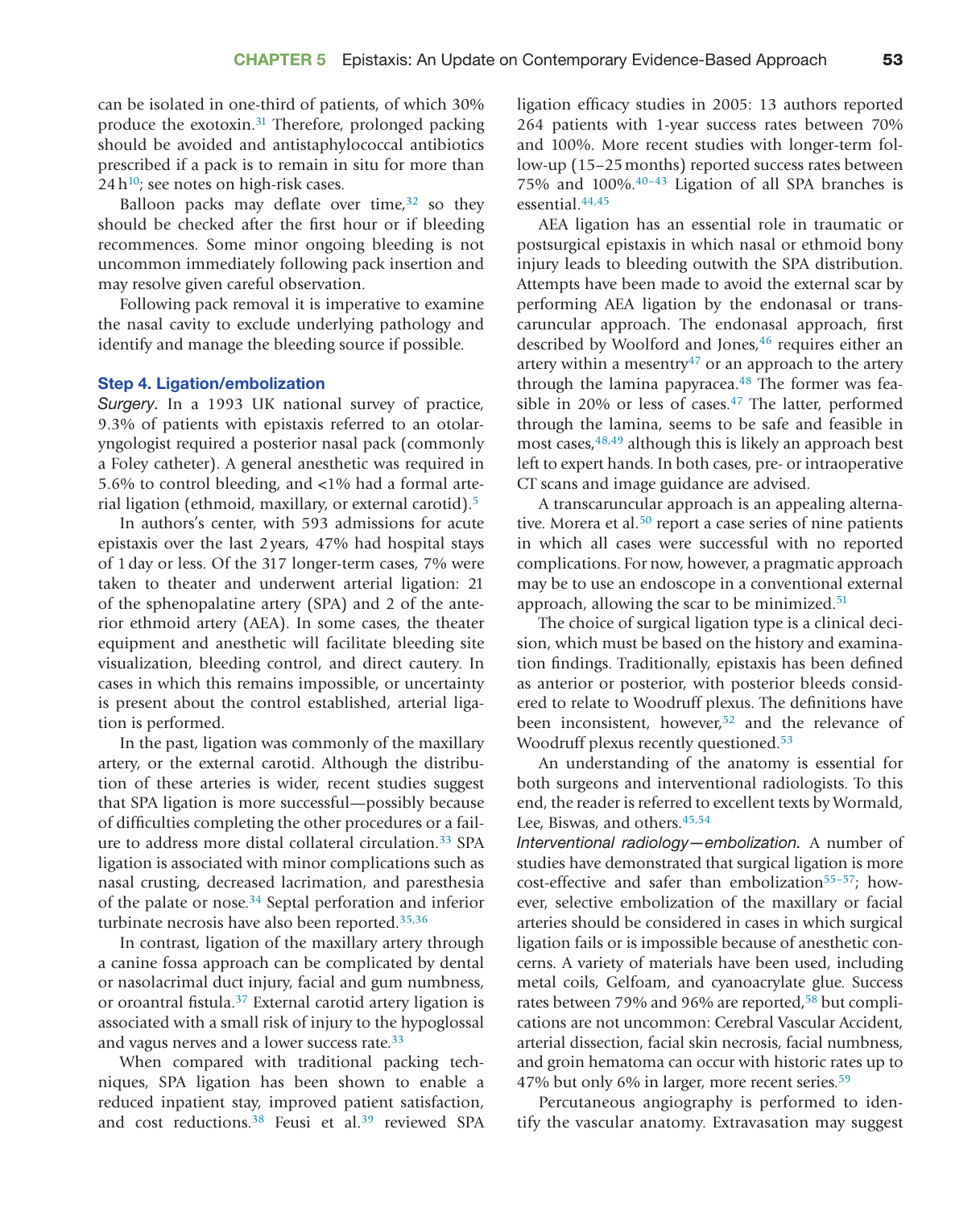can be isolated in one-third of patients, of which 30% produce the exotoxin.[31] Therefore, prolonged packing should be avoided and antistaphylococcal antibiotics prescribed if a pack is to remain in situ for more than 24 h[10]; see notes on high-risk cases.

Balloon packs may deflate over time,[32] so they should be checked after the first hour or if bleeding recommences. Some minor ongoing bleeding is not uncommon immediately following pack insertion and may resolve given careful observation.

Following pack removal it is imperative to examine the nasal cavity to exclude underlying pathology and identify and manage the bleeding source if possible.

### Step 4. Ligation/embolization

*Surgery.* In a 1993 UK national survey of practice, 9.3% of patients with epistaxis referred to an otolaryngologist required a posterior nasal pack (commonly a Foley catheter). A general anesthetic was required in 5.6% to control bleeding, and <1% had a formal arterial ligation (ethmoid, maxillary, or external carotid).[5]

In authors's center, with 593 admissions for acute epistaxis over the last 2 years, 47% had hospital stays of 1 day or less. Of the 317 longer-term cases, 7% were taken to theater and underwent arterial ligation: 21 of the sphenopalatine artery (SPA) and 2 of the anterior ethmoid artery (AEA). In some cases, the theater equipment and anesthetic will facilitate bleeding site visualization, bleeding control, and direct cautery. In cases in which this remains impossible, or uncertainty is present about the control established, arterial ligation is performed.

In the past, ligation was commonly of the maxillary artery, or the external carotid. Although the distribution of these arteries is wider, recent studies suggest that SPA ligation is more successful—possibly because of difficulties completing the other procedures or a failure to address more distal collateral circulation.[33] SPA ligation is associated with minor complications such as nasal crusting, decreased lacrimation, and paresthesia of the palate or nose.[34] Septal perforation and inferior turbinate necrosis have also been reported.[35,36]

In contrast, ligation of the maxillary artery through a canine fossa approach can be complicated by dental or nasolacrimal duct injury, facial and gum numbness, or oroantral fistula.[37] External carotid artery ligation is associated with a small risk of injury to the hypoglossal and vagus nerves and a lower success rate.[33]

When compared with traditional packing techniques, SPA ligation has been shown to enable a reduced inpatient stay, improved patient satisfaction, and cost reductions.[38] Feusi et al.[39] reviewed SPA ligation efficacy studies in 2005: 13 authors reported 264 patients with 1-year success rates between 70% and 100%. More recent studies with longer-term follow-up (15–25 months) reported success rates between 75% and 100%.[40–43] Ligation of all SPA branches is essential.[44,45]

AEA ligation has an essential role in traumatic or postsurgical epistaxis in which nasal or ethmoid bony injury leads to bleeding outwith the SPA distribution. Attempts have been made to avoid the external scar by performing AEA ligation by the endonasal or transcaruncular approach. The endonasal approach, first described by Woolford and Jones,[46] requires either an artery within a mesentry[47] or an approach to the artery through the lamina papyracea.[48] The former was feasible in 20% or less of cases.[47] The latter, performed through the lamina, seems to be safe and feasible in most cases,[48,49] although this is likely an approach best left to expert hands. In both cases, pre- or intraoperative CT scans and image guidance are advised.

A transcaruncular approach is an appealing alternative. Morera et al.[50] report a case series of nine patients in which all cases were successful with no reported complications. For now, however, a pragmatic approach may be to use an endoscope in a conventional external approach, allowing the scar to be minimized.[51]

The choice of surgical ligation type is a clinical decision, which must be based on the history and examination findings. Traditionally, epistaxis has been defined as anterior or posterior, with posterior bleeds considered to relate to Woodruff plexus. The definitions have been inconsistent, however,[52] and the relevance of Woodruff plexus recently questioned.[53]

An understanding of the anatomy is essential for both surgeons and interventional radiologists. To this end, the reader is referred to excellent texts by Wormald, Lee, Biswas, and others.[45,54]

*Interventional radiology—embolization.* A number of studies have demonstrated that surgical ligation is more cost-effective and safer than embolization[55–57]; however, selective embolization of the maxillary or facial arteries should be considered in cases in which surgical ligation fails or is impossible because of anesthetic concerns. A variety of materials have been used, including metal coils, Gelfoam, and cyanoacrylate glue. Success rates between 79% and 96% are reported,[58] but complications are not uncommon: Cerebral Vascular Accident, arterial dissection, facial skin necrosis, facial numbness, and groin hematoma can occur with historic rates up to 47% but only 6% in larger, more recent series.[59]

Percutaneous angiography is performed to identify the vascular anatomy. Extravasation may suggest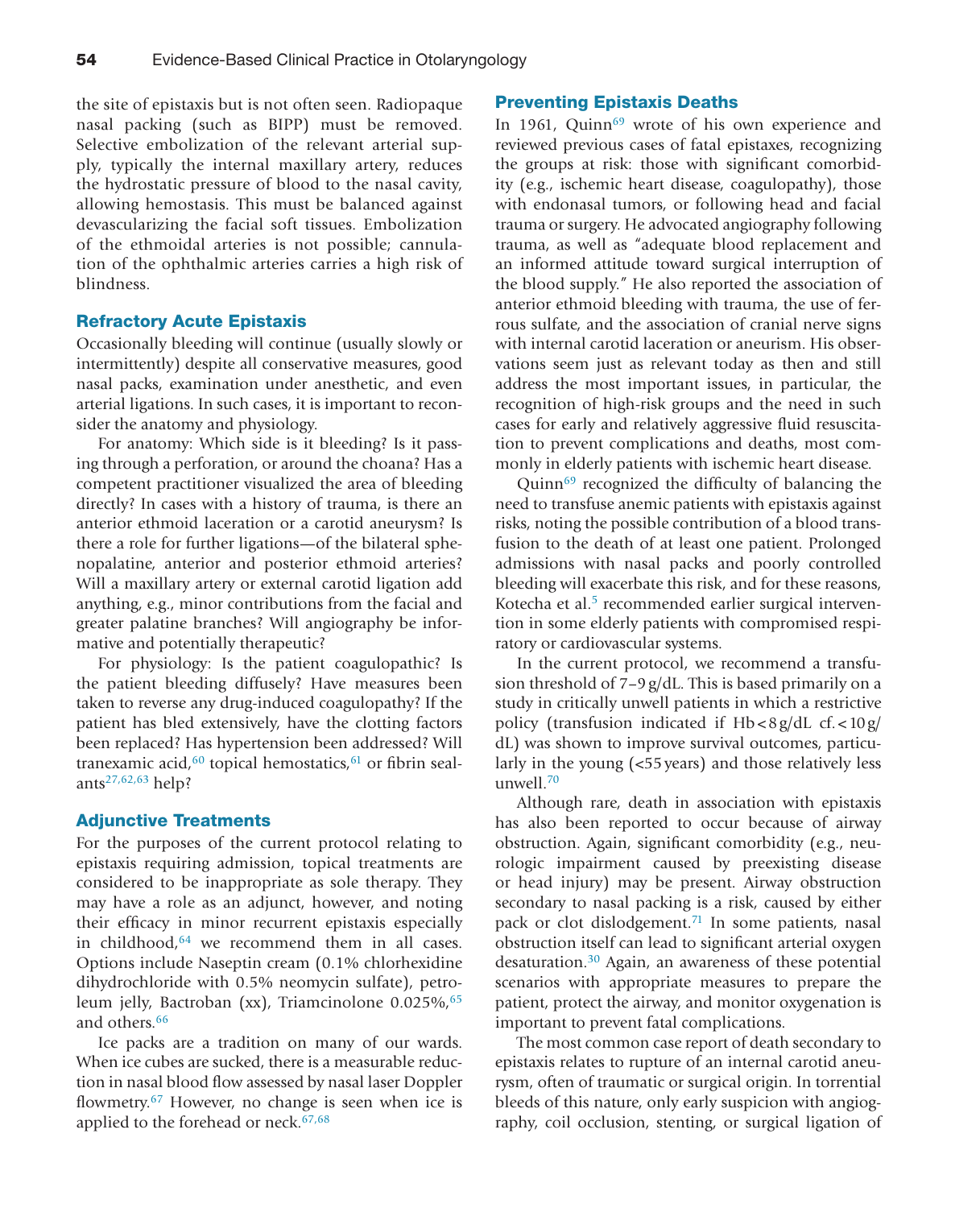the site of epistaxis but is not often seen. Radiopaque nasal packing (such as BIPP) must be removed. Selective embolization of the relevant arterial supply, typically the internal maxillary artery, reduces the hydrostatic pressure of blood to the nasal cavity, allowing hemostasis. This must be balanced against devascularizing the facial soft tissues. Embolization of the ethmoidal arteries is not possible; cannulation of the ophthalmic arteries carries a high risk of blindness.

## Refractory Acute Epistaxis

Occasionally bleeding will continue (usually slowly or intermittently) despite all conservative measures, good nasal packs, examination under anesthetic, and even arterial ligations. In such cases, it is important to reconsider the anatomy and physiology.

For anatomy: Which side is it bleeding? Is it passing through a perforation, or around the choana? Has a competent practitioner visualized the area of bleeding directly? In cases with a history of trauma, is there an anterior ethmoid laceration or a carotid aneurysm? Is there a role for further ligations—of the bilateral sphenopalatine, anterior and posterior ethmoid arteries? Will a maxillary artery or external carotid ligation add anything, e.g., minor contributions from the facial and greater palatine branches? Will angiography be informative and potentially therapeutic?

For physiology: Is the patient coagulopathic? Is the patient bleeding diffusely? Have measures been taken to reverse any drug-induced coagulopathy? If the patient has bled extensively, have the clotting factors been replaced? Has hypertension been addressed? Will tranexamic acid,[60] topical hemostatics,[61] or fibrin sealants[27,62,63] help?

## Adjunctive Treatments

For the purposes of the current protocol relating to epistaxis requiring admission, topical treatments are considered to be inappropriate as sole therapy. They may have a role as an adjunct, however, and noting their efficacy in minor recurrent epistaxis especially in childhood,[64] we recommend them in all cases. Options include Naseptin cream (0.1% chlorhexidine dihydrochloride with 0.5% neomycin sulfate), petroleum jelly, Bactroban (xx), Triamcinolone 0.025%,[65] and others.[66]

Ice packs are a tradition on many of our wards. When ice cubes are sucked, there is a measurable reduction in nasal blood flow assessed by nasal laser Doppler flowmetry.[67] However, no change is seen when ice is applied to the forehead or neck.[67,68]

## Preventing Epistaxis Deaths

In 1961, Quinn[69] wrote of his own experience and reviewed previous cases of fatal epistaxes, recognizing the groups at risk: those with significant comorbidity (e.g., ischemic heart disease, coagulopathy), those with endonasal tumors, or following head and facial trauma or surgery. He advocated angiography following trauma, as well as "adequate blood replacement and an informed attitude toward surgical interruption of the blood supply." He also reported the association of anterior ethmoid bleeding with trauma, the use of ferrous sulfate, and the association of cranial nerve signs with internal carotid laceration or aneurism. His observations seem just as relevant today as then and still address the most important issues, in particular, the recognition of high-risk groups and the need in such cases for early and relatively aggressive fluid resuscitation to prevent complications and deaths, most commonly in elderly patients with ischemic heart disease.

Quinn[69] recognized the difficulty of balancing the need to transfuse anemic patients with epistaxis against risks, noting the possible contribution of a blood transfusion to the death of at least one patient. Prolonged admissions with nasal packs and poorly controlled bleeding will exacerbate this risk, and for these reasons, Kotecha et al.[5] recommended earlier surgical intervention in some elderly patients with compromised respiratory or cardiovascular systems.

In the current protocol, we recommend a transfusion threshold of 7–9 g/dL. This is based primarily on a study in critically unwell patients in which a restrictive policy (transfusion indicated if Hb < 8 g/dL cf. < 10 g/dL) was shown to improve survival outcomes, particularly in the young (<55 years) and those relatively less unwell.[70]

Although rare, death in association with epistaxis has also been reported to occur because of airway obstruction. Again, significant comorbidity (e.g., neurologic impairment caused by preexisting disease or head injury) may be present. Airway obstruction secondary to nasal packing is a risk, caused by either pack or clot dislodgement.[71] In some patients, nasal obstruction itself can lead to significant arterial oxygen desaturation.[30] Again, an awareness of these potential scenarios with appropriate measures to prepare the patient, protect the airway, and monitor oxygenation is important to prevent fatal complications.

The most common case report of death secondary to epistaxis relates to rupture of an internal carotid aneurysm, often of traumatic or surgical origin. In torrential bleeds of this nature, only early suspicion with angiography, coil occlusion, stenting, or surgical ligation of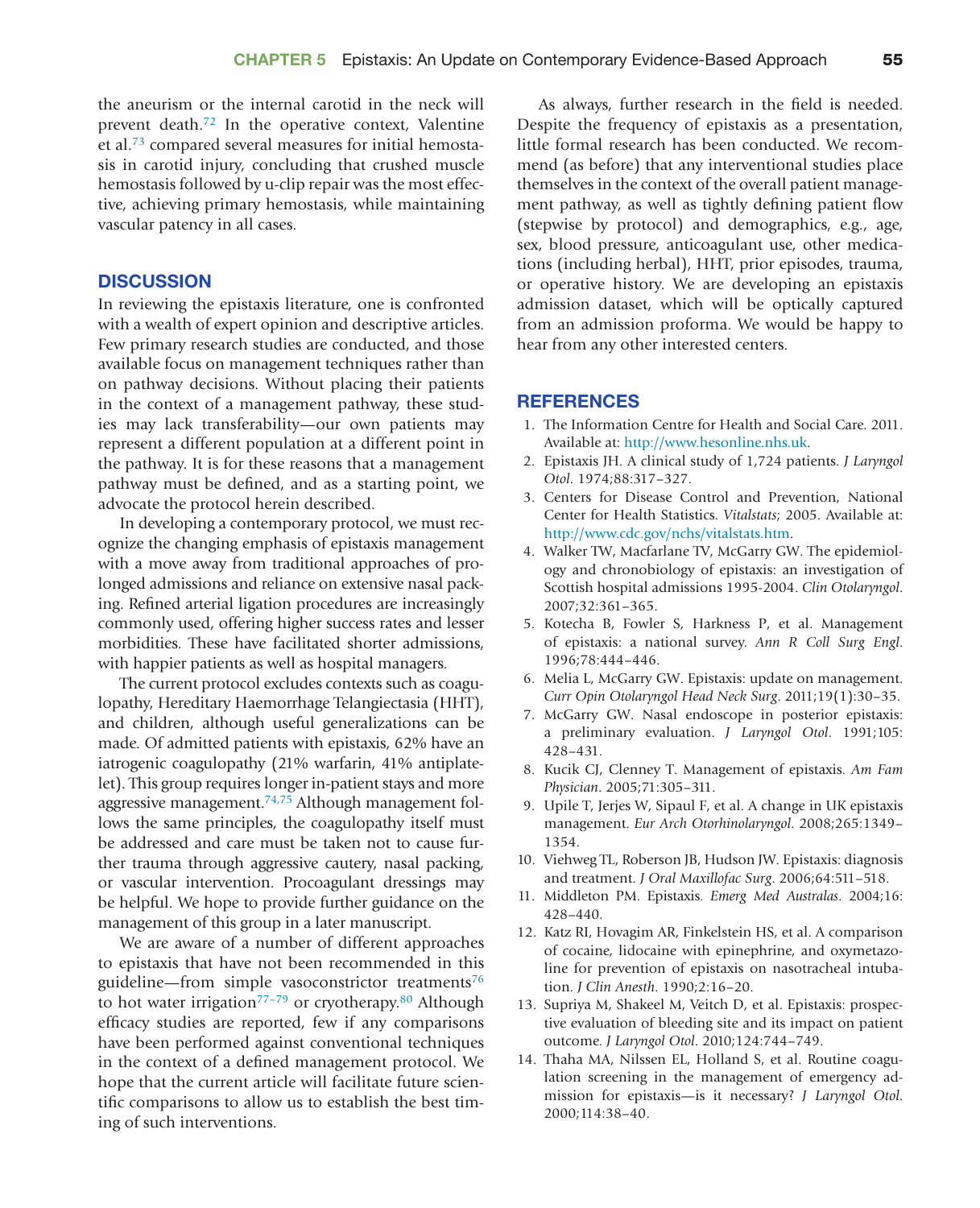the aneurism or the internal carotid in the neck will prevent death.[72] In the operative context, Valentine et al.[73] compared several measures for initial hemostasis in carotid injury, concluding that crushed muscle hemostasis followed by u-clip repair was the most effective, achieving primary hemostasis, while maintaining vascular patency in all cases.

## DISCUSSION

In reviewing the epistaxis literature, one is confronted with a wealth of expert opinion and descriptive articles. Few primary research studies are conducted, and those available focus on management techniques rather than on pathway decisions. Without placing their patients in the context of a management pathway, these studies may lack transferability—our own patients may represent a different population at a different point in the pathway. It is for these reasons that a management pathway must be defined, and as a starting point, we advocate the protocol herein described.

In developing a contemporary protocol, we must recognize the changing emphasis of epistaxis management with a move away from traditional approaches of prolonged admissions and reliance on extensive nasal packing. Refined arterial ligation procedures are increasingly commonly used, offering higher success rates and lesser morbidities. These have facilitated shorter admissions, with happier patients as well as hospital managers.

The current protocol excludes contexts such as coagulopathy, Hereditary Haemorrhage Telangiectasia (HHT), and children, although useful generalizations can be made. Of admitted patients with epistaxis, 62% have an iatrogenic coagulopathy (21% warfarin, 41% antiplatelet). This group requires longer in-patient stays and more aggressive management.[74,75] Although management follows the same principles, the coagulopathy itself must be addressed and care must be taken not to cause further trauma through aggressive cautery, nasal packing, or vascular intervention. Procoagulant dressings may be helpful. We hope to provide further guidance on the management of this group in a later manuscript.

We are aware of a number of different approaches to epistaxis that have not been recommended in this guideline—from simple vasoconstrictor treatments[76] to hot water irrigation[77–79] or cryotherapy.[80] Although efficacy studies are reported, few if any comparisons have been performed against conventional techniques in the context of a defined management protocol. We hope that the current article will facilitate future scientific comparisons to allow us to establish the best timing of such interventions.

As always, further research in the field is needed. Despite the frequency of epistaxis as a presentation, little formal research has been conducted. We recommend (as before) that any interventional studies place themselves in the context of the overall patient management pathway, as well as tightly defining patient flow (stepwise by protocol) and demographics, e.g., age, sex, blood pressure, anticoagulant use, other medications (including herbal), HHT, prior episodes, trauma, or operative history. We are developing an epistaxis admission dataset, which will be optically captured from an admission proforma. We would be happy to hear from any other interested centers.

## REFERENCES

1. The Information Centre for Health and Social Care. 2011. Available at: http://www.hesonline.nhs.uk.
2. Epistaxis JH. A clinical study of 1,724 patients. *J Laryngol Otol*. 1974;88:317–327.
3. Centers for Disease Control and Prevention, National Center for Health Statistics. *Vitalstats*; 2005. Available at: http://www.cdc.gov/nchs/vitalstats.htm.
4. Walker TW, Macfarlane TV, McGarry GW. The epidemiology and chronobiology of epistaxis: an investigation of Scottish hospital admissions 1995-2004. *Clin Otolaryngol*. 2007;32:361–365.
5. Kotecha B, Fowler S, Harkness P, et al. Management of epistaxis: a national survey. *Ann R Coll Surg Engl*. 1996;78:444–446.
6. Melia L, McGarry GW. Epistaxis: update on management. *Curr Opin Otolaryngol Head Neck Surg*. 2011;19(1):30–35.
7. McGarry GW. Nasal endoscope in posterior epistaxis: a preliminary evaluation. *J Laryngol Otol*. 1991;105: 428–431.
8. Kucik CJ, Clenney T. Management of epistaxis. *Am Fam Physician*. 2005;71:305–311.
9. Upile T, Jerjes W, Sipaul F, et al. A change in UK epistaxis management. *Eur Arch Otorhinolaryngol*. 2008;265:1349–1354.
10. Viehweg TL, Roberson JB, Hudson JW. Epistaxis: diagnosis and treatment. *J Oral Maxillofac Surg*. 2006;64:511–518.
11. Middleton PM. Epistaxis. *Emerg Med Australas*. 2004;16: 428–440.
12. Katz RI, Hovagim AR, Finkelstein HS, et al. A comparison of cocaine, lidocaine with epinephrine, and oxymetazoline for prevention of epistaxis on nasotracheal intubation. *J Clin Anesth*. 1990;2:16–20.
13. Supriya M, Shakeel M, Veitch D, et al. Epistaxis: prospective evaluation of bleeding site and its impact on patient outcome. *J Laryngol Otol*. 2010;124:744–749.
14. Thaha MA, Nilssen EL, Holland S, et al. Routine coagulation screening in the management of emergency admission for epistaxis—is it necessary? *J Laryngol Otol*. 2000;114:38–40.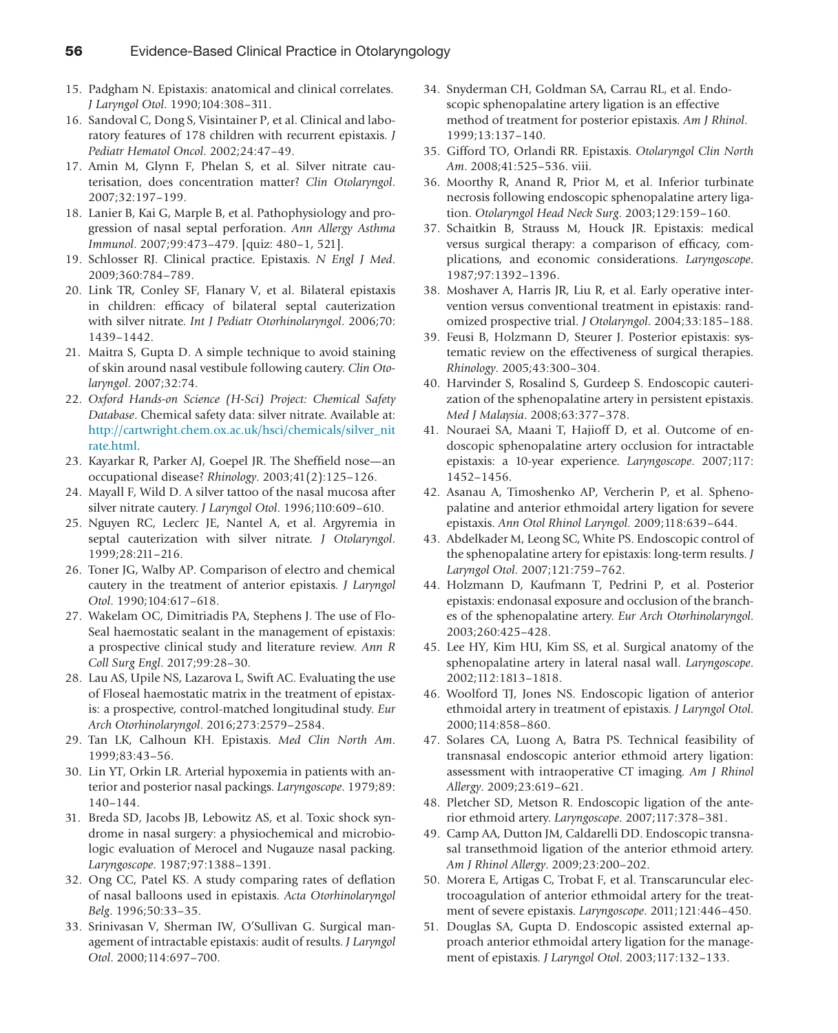15. Padgham N. Epistaxis: anatomical and clinical correlates. *J Laryngol Otol*. 1990;104:308–311.
16. Sandoval C, Dong S, Visintainer P, et al. Clinical and laboratory features of 178 children with recurrent epistaxis. *J Pediatr Hematol Oncol*. 2002;24:47–49.
17. Amin M, Glynn F, Phelan S, et al. Silver nitrate cauterisation, does concentration matter? *Clin Otolaryngol*. 2007;32:197–199.
18. Lanier B, Kai G, Marple B, et al. Pathophysiology and progression of nasal septal perforation. *Ann Allergy Asthma Immunol*. 2007;99:473–479. [quiz: 480–1, 521].
19. Schlosser RJ. Clinical practice. Epistaxis. *N Engl J Med*. 2009;360:784–789.
20. Link TR, Conley SF, Flanary V, et al. Bilateral epistaxis in children: efficacy of bilateral septal cauterization with silver nitrate. *Int J Pediatr Otorhinolaryngol*. 2006;70:1439–1442.
21. Maitra S, Gupta D. A simple technique to avoid staining of skin around nasal vestibule following cautery. *Clin Otolaryngol*. 2007;32:74.
22. *Oxford Hands-on Science (H-Sci) Project: Chemical Safety Database*. Chemical safety data: silver nitrate. Available at: http://cartwright.chem.ox.ac.uk/hsci/chemicals/silver_nitrate.html.
23. Kayarkar R, Parker AJ, Goepel JR. The Sheffield nose—an occupational disease? *Rhinology*. 2003;41(2):125–126.
24. Mayall F, Wild D. A silver tattoo of the nasal mucosa after silver nitrate cautery. *J Laryngol Otol*. 1996;110:609–610.
25. Nguyen RC, Leclerc JE, Nantel A, et al. Argyremia in septal cauterization with silver nitrate. *J Otolaryngol*. 1999;28:211–216.
26. Toner JG, Walby AP. Comparison of electro and chemical cautery in the treatment of anterior epistaxis. *J Laryngol Otol*. 1990;104:617–618.
27. Wakelam OC, Dimitriadis PA, Stephens J. The use of FloSeal haemostatic sealant in the management of epistaxis: a prospective clinical study and literature review. *Ann R Coll Surg Engl*. 2017;99:28–30.
28. Lau AS, Upile NS, Lazarova L, Swift AC. Evaluating the use of Floseal haemostatic matrix in the treatment of epistaxis: a prospective, control-matched longitudinal study. *Eur Arch Otorhinolaryngol*. 2016;273:2579–2584.
29. Tan LK, Calhoun KH. Epistaxis. *Med Clin North Am*. 1999;83:43–56.
30. Lin YT, Orkin LR. Arterial hypoxemia in patients with anterior and posterior nasal packings. *Laryngoscope*. 1979;89:140–144.
31. Breda SD, Jacobs JB, Lebowitz AS, et al. Toxic shock syndrome in nasal surgery: a physiochemical and microbiologic evaluation of Merocel and Nugauze nasal packing. *Laryngoscope*. 1987;97:1388–1391.
32. Ong CC, Patel KS. A study comparing rates of deflation of nasal balloons used in epistaxis. *Acta Otorhinolaryngol Belg*. 1996;50:33–35.
33. Srinivasan V, Sherman IW, O'Sullivan G. Surgical management of intractable epistaxis: audit of results. *J Laryngol Otol*. 2000;114:697–700.
34. Snyderman CH, Goldman SA, Carrau RL, et al. Endoscopic sphenopalatine artery ligation is an effective method of treatment for posterior epistaxis. *Am J Rhinol*. 1999;13:137–140.
35. Gifford TO, Orlandi RR. Epistaxis. *Otolaryngol Clin North Am*. 2008;41:525–536. viii.
36. Moorthy R, Anand R, Prior M, et al. Inferior turbinate necrosis following endoscopic sphenopalatine artery ligation. *Otolaryngol Head Neck Surg*. 2003;129:159–160.
37. Schaitkin B, Strauss M, Houck JR. Epistaxis: medical versus surgical therapy: a comparison of efficacy, complications, and economic considerations. *Laryngoscope*. 1987;97:1392–1396.
38. Moshaver A, Harris JR, Liu R, et al. Early operative intervention versus conventional treatment in epistaxis: randomized prospective trial. *J Otolaryngol*. 2004;33:185–188.
39. Feusi B, Holzmann D, Steurer J. Posterior epistaxis: systematic review on the effectiveness of surgical therapies. *Rhinology*. 2005;43:300–304.
40. Harvinder S, Rosalind S, Gurdeep S. Endoscopic cauterization of the sphenopalatine artery in persistent epistaxis. *Med J Malaysia*. 2008;63:377–378.
41. Nouraei SA, Maani T, Hajioff D, et al. Outcome of endoscopic sphenopalatine artery occlusion for intractable epistaxis: a 10-year experience. *Laryngoscope*. 2007;117:1452–1456.
42. Asanau A, Timoshenko AP, Vercherin P, et al. Sphenopalatine and anterior ethmoidal artery ligation for severe epistaxis. *Ann Otol Rhinol Laryngol*. 2009;118:639–644.
43. Abdelkader M, Leong SC, White PS. Endoscopic control of the sphenopalatine artery for epistaxis: long-term results. *J Laryngol Otol*. 2007;121:759–762.
44. Holzmann D, Kaufmann T, Pedrini P, et al. Posterior epistaxis: endonasal exposure and occlusion of the branches of the sphenopalatine artery. *Eur Arch Otorhinolaryngol*. 2003;260:425–428.
45. Lee HY, Kim HU, Kim SS, et al. Surgical anatomy of the sphenopalatine artery in lateral nasal wall. *Laryngoscope*. 2002;112:1813–1818.
46. Woolford TJ, Jones NS. Endoscopic ligation of anterior ethmoidal artery in treatment of epistaxis. *J Laryngol Otol*. 2000;114:858–860.
47. Solares CA, Luong A, Batra PS. Technical feasibility of transnasal endoscopic anterior ethmoid artery ligation: assessment with intraoperative CT imaging. *Am J Rhinol Allergy*. 2009;23:619–621.
48. Pletcher SD, Metson R. Endoscopic ligation of the anterior ethmoid artery. *Laryngoscope*. 2007;117:378–381.
49. Camp AA, Dutton JM, Caldarelli DD. Endoscopic transnasal transethmoid ligation of the anterior ethmoid artery. *Am J Rhinol Allergy*. 2009;23:200–202.
50. Morera E, Artigas C, Trobat F, et al. Transcaruncular electrocoagulation of anterior ethmoidal artery for the treatment of severe epistaxis. *Laryngoscope*. 2011;121:446–450.
51. Douglas SA, Gupta D. Endoscopic assisted external approach anterior ethmoidal artery ligation for the management of epistaxis. *J Laryngol Otol*. 2003;117:132–133.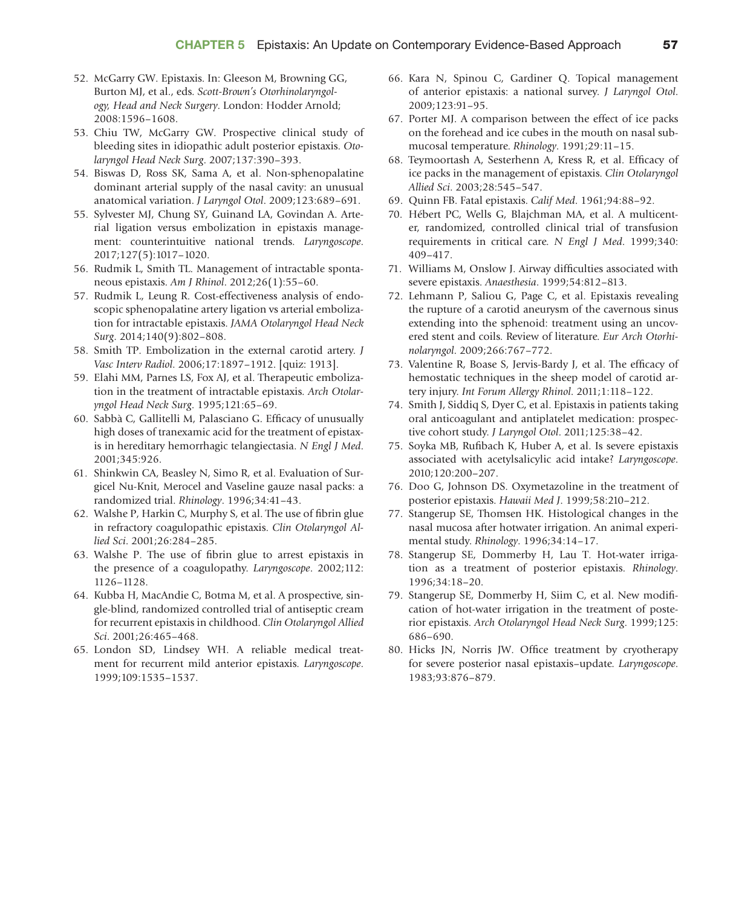52. McGarry GW. Epistaxis. In: Gleeson M, Browning GG, Burton MJ, et al., eds. *Scott-Brown's Otorhinolaryngology, Head and Neck Surgery*. London: Hodder Arnold; 2008:1596–1608.
53. Chiu TW, McGarry GW. Prospective clinical study of bleeding sites in idiopathic adult posterior epistaxis. *Otolaryngol Head Neck Surg*. 2007;137:390–393.
54. Biswas D, Ross SK, Sama A, et al. Non-sphenopalatine dominant arterial supply of the nasal cavity: an unusual anatomical variation. *J Laryngol Otol*. 2009;123:689–691.
55. Sylvester MJ, Chung SY, Guinand LA, Govindan A. Arterial ligation versus embolization in epistaxis management: counterintuitive national trends. *Laryngoscope*. 2017;127(5):1017–1020.
56. Rudmik L, Smith TL. Management of intractable spontaneous epistaxis. *Am J Rhinol*. 2012;26(1):55–60.
57. Rudmik L, Leung R. Cost-effectiveness analysis of endoscopic sphenopalatine artery ligation vs arterial embolization for intractable epistaxis. *JAMA Otolaryngol Head Neck Surg*. 2014;140(9):802–808.
58. Smith TP. Embolization in the external carotid artery. *J Vasc Interv Radiol*. 2006;17:1897–1912. [quiz: 1913].
59. Elahi MM, Parnes LS, Fox AJ, et al. Therapeutic embolization in the treatment of intractable epistaxis. *Arch Otolaryngol Head Neck Surg*. 1995;121:65–69.
60. Sabbà C, Gallitelli M, Palasciano G. Efficacy of unusually high doses of tranexamic acid for the treatment of epistaxis in hereditary hemorrhagic telangiectasia. *N Engl J Med*. 2001;345:926.
61. Shinkwin CA, Beasley N, Simo R, et al. Evaluation of Surgicel Nu-Knit, Merocel and Vaseline gauze nasal packs: a randomized trial. *Rhinology*. 1996;34:41–43.
62. Walshe P, Harkin C, Murphy S, et al. The use of fibrin glue in refractory coagulopathic epistaxis. *Clin Otolaryngol Allied Sci*. 2001;26:284–285.
63. Walshe P. The use of fibrin glue to arrest epistaxis in the presence of a coagulopathy. *Laryngoscope*. 2002;112: 1126–1128.
64. Kubba H, MacAndie C, Botma M, et al. A prospective, single-blind, randomized controlled trial of antiseptic cream for recurrent epistaxis in childhood. *Clin Otolaryngol Allied Sci*. 2001;26:465–468.
65. London SD, Lindsey WH. A reliable medical treatment for recurrent mild anterior epistaxis. *Laryngoscope*. 1999;109:1535–1537.
66. Kara N, Spinou C, Gardiner Q. Topical management of anterior epistaxis: a national survey. *J Laryngol Otol*. 2009;123:91–95.
67. Porter MJ. A comparison between the effect of ice packs on the forehead and ice cubes in the mouth on nasal submucosal temperature. *Rhinology*. 1991;29:11–15.
68. Teymoortash A, Sesterhenn A, Kress R, et al. Efficacy of ice packs in the management of epistaxis. *Clin Otolaryngol Allied Sci*. 2003;28:545–547.
69. Quinn FB. Fatal epistaxis. *Calif Med*. 1961;94:88–92.
70. Hébert PC, Wells G, Blajchman MA, et al. A multicenter, randomized, controlled clinical trial of transfusion requirements in critical care. *N Engl J Med*. 1999;340: 409–417.
71. Williams M, Onslow J. Airway difficulties associated with severe epistaxis. *Anaesthesia*. 1999;54:812–813.
72. Lehmann P, Saliou G, Page C, et al. Epistaxis revealing the rupture of a carotid aneurysm of the cavernous sinus extending into the sphenoid: treatment using an uncovered stent and coils. Review of literature. *Eur Arch Otorhinolaryngol*. 2009;266:767–772.
73. Valentine R, Boase S, Jervis-Bardy J, et al. The efficacy of hemostatic techniques in the sheep model of carotid artery injury. *Int Forum Allergy Rhinol*. 2011;1:118–122.
74. Smith J, Siddiq S, Dyer C, et al. Epistaxis in patients taking oral anticoagulant and antiplatelet medication: prospective cohort study. *J Laryngol Otol*. 2011;125:38–42.
75. Soyka MB, Rufibach K, Huber A, et al. Is severe epistaxis associated with acetylsalicylic acid intake? *Laryngoscope*. 2010;120:200–207.
76. Doo G, Johnson DS. Oxymetazoline in the treatment of posterior epistaxis. *Hawaii Med J*. 1999;58:210–212.
77. Stangerup SE, Thomsen HK. Histological changes in the nasal mucosa after hotwater irrigation. An animal experimental study. *Rhinology*. 1996;34:14–17.
78. Stangerup SE, Dommerby H, Lau T. Hot-water irrigation as a treatment of posterior epistaxis. *Rhinology*. 1996;34:18–20.
79. Stangerup SE, Dommerby H, Siim C, et al. New modification of hot-water irrigation in the treatment of posterior epistaxis. *Arch Otolaryngol Head Neck Surg*. 1999;125: 686–690.
80. Hicks JN, Norris JW. Office treatment by cryotherapy for severe posterior nasal epistaxis–update. *Laryngoscope*. 1983;93:876–879.